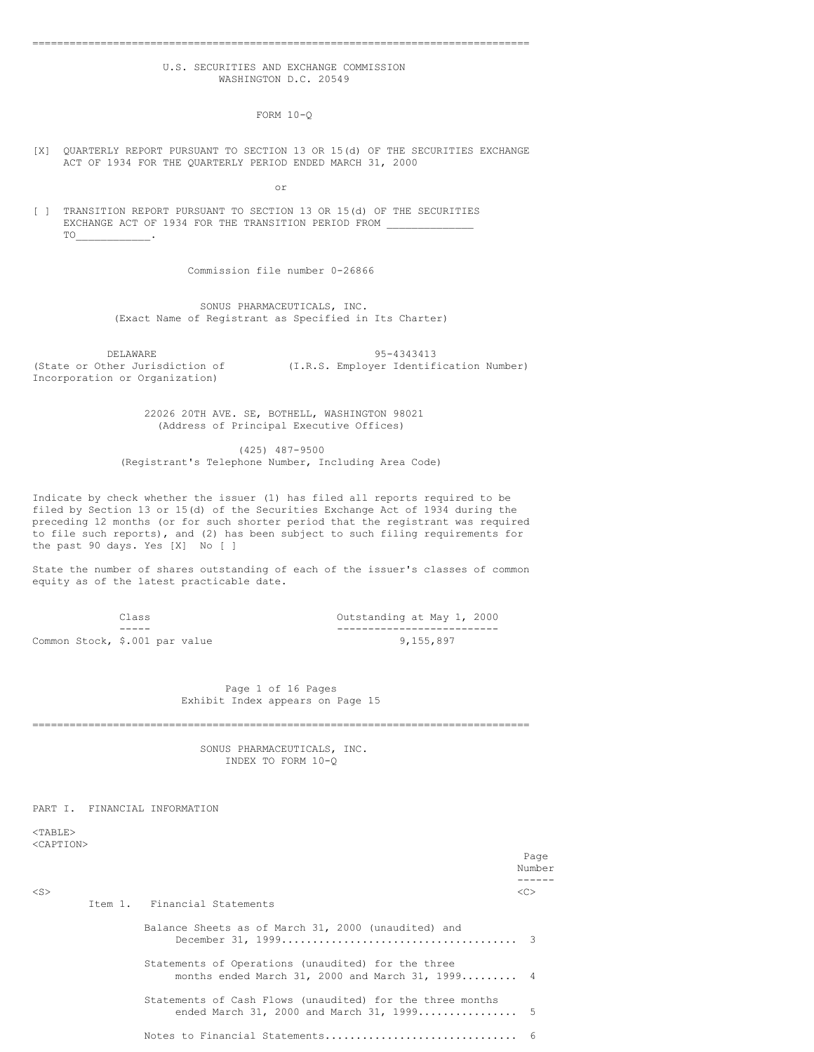U.S. SECURITIES AND EXCHANGE COMMISSION
WASHINGTON D.C. 20549

FORM 10-Q

[X] QUARTERLY REPORT PURSUANT TO SECTION 13 OR 15(d) OF THE SECURITIES EXCHANGE ACT OF 1934 FOR THE QUARTERLY PERIOD ENDED MARCH 31, 2000

or

[ ] TRANSITION REPORT PURSUANT TO SECTION 13 OR 15(d) OF THE SECURITIES EXCHANGE ACT OF 1934 FOR THE TRANSITION PERIOD FROM _____________ TO____________.

Commission file number 0-26866

SONUS PHARMACEUTICALS, INC.
(Exact Name of Registrant as Specified in Its Charter)

| DELAWARE | 95-4343413 |
|---|---|
| (State or Other Jurisdiction of Incorporation or Organization) | (I.R.S. Employer Identification Number) |

22026 20TH AVE. SE, BOTHELL, WASHINGTON 98021
(Address of Principal Executive Offices)

(425) 487-9500
(Registrant's Telephone Number, Including Area Code)

Indicate by check whether the issuer (1) has filed all reports required to be filed by Section 13 or 15(d) of the Securities Exchange Act of 1934 during the preceding 12 months (or for such shorter period that the registrant was required to file such reports), and (2) has been subject to such filing requirements for the past 90 days. Yes [X] No [ ]

State the number of shares outstanding of each of the issuer's classes of common equity as of the latest practicable date.

| Class | Outstanding at May 1, 2000 |
|---|---|
| Common Stock, $.001 par value | 9,155,897 |

Exhibit Index appears on Page 15

SONUS PHARMACEUTICALS, INC.
INDEX TO FORM 10-Q

PART I. FINANCIAL INFORMATION

| | Page Number |
|---|---|
| Item 1. Financial Statements | |
| Balance Sheets as of March 31, 2000 (unaudited) and December 31, 1999 | 3 |
| Statements of Operations (unaudited) for the three months ended March 31, 2000 and March 31, 1999 | 4 |
| Statements of Cash Flows (unaudited) for the three months ended March 31, 2000 and March 31, 1999 | 5 |
| Notes to Financial Statements | 6 |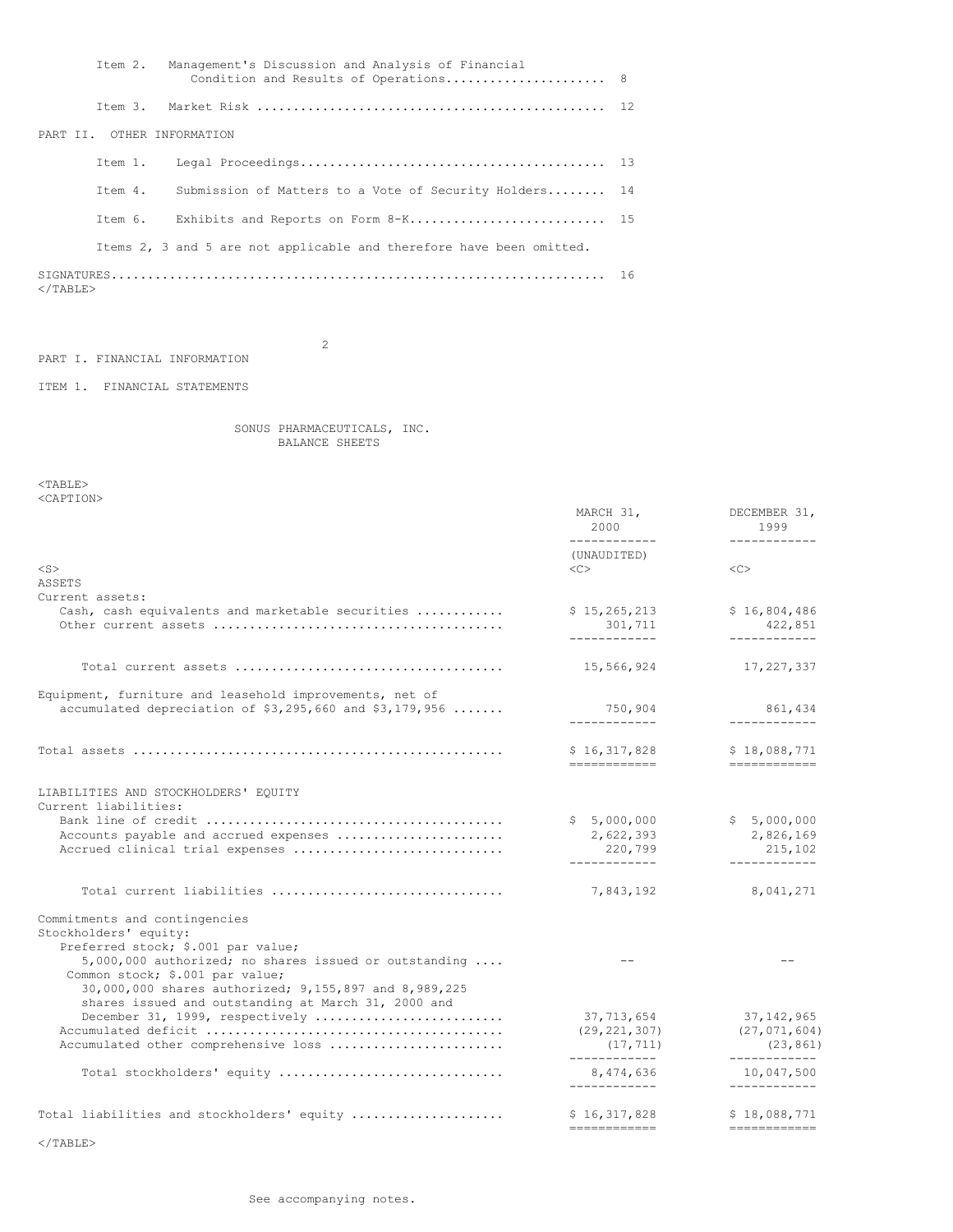| | | |
|---|---|---|
| Item 2. | Management's Discussion and Analysis of Financial Condition and Results of Operations | 8 |
| Item 3. | Market Risk | 12 |

PART II. OTHER INFORMATION

| | | |
|---|---|---|
| Item 1. | Legal Proceedings | 13 |
| Item 4. | Submission of Matters to a Vote of Security Holders | 14 |
| Item 6. | Exhibits and Reports on Form 8-K | 15 |

Items 2, 3 and 5 are not applicable and therefore have been omitted.

SIGNATURES ..... 16

PART I. FINANCIAL INFORMATION

ITEM 1. FINANCIAL STATEMENTS

SONUS PHARMACEUTICALS, INC.
BALANCE SHEETS

| | MARCH 31, 2000 | DECEMBER 31, 1999 |
|---|---|---|
| | (UNAUDITED) | |
| ASSETS | | |
| Current assets: | | |
| Cash, cash equivalents and marketable securities | $ 15,265,213 | $ 16,804,486 |
| Other current assets | 301,711 | 422,851 |
| Total current assets | 15,566,924 | 17,227,337 |
| Equipment, furniture and leasehold improvements, net of accumulated depreciation of $3,295,660 and $3,179,956 | 750,904 | 861,434 |
| Total assets | $ 16,317,828 | $ 18,088,771 |
| LIABILITIES AND STOCKHOLDERS' EQUITY | | |
| Current liabilities: | | |
| Bank line of credit | $ 5,000,000 | $ 5,000,000 |
| Accounts payable and accrued expenses | 2,622,393 | 2,826,169 |
| Accrued clinical trial expenses | 220,799 | 215,102 |
| Total current liabilities | 7,843,192 | 8,041,271 |
| Commitments and contingencies | | |
| Stockholders' equity: | | |
| Preferred stock; $.001 par value; 5,000,000 authorized; no shares issued or outstanding | -- | -- |
| Common stock; $.001 par value; 30,000,000 shares authorized; 9,155,897 and 8,989,225 shares issued and outstanding at March 31, 2000 and December 31, 1999, respectively | 37,713,654 | 37,142,965 |
| Accumulated deficit | (29,221,307) | (27,071,604) |
| Accumulated other comprehensive loss | (17,711) | (23,861) |
| Total stockholders' equity | 8,474,636 | 10,047,500 |
| Total liabilities and stockholders' equity | $ 16,317,828 | $ 18,088,771 |

See accompanying notes.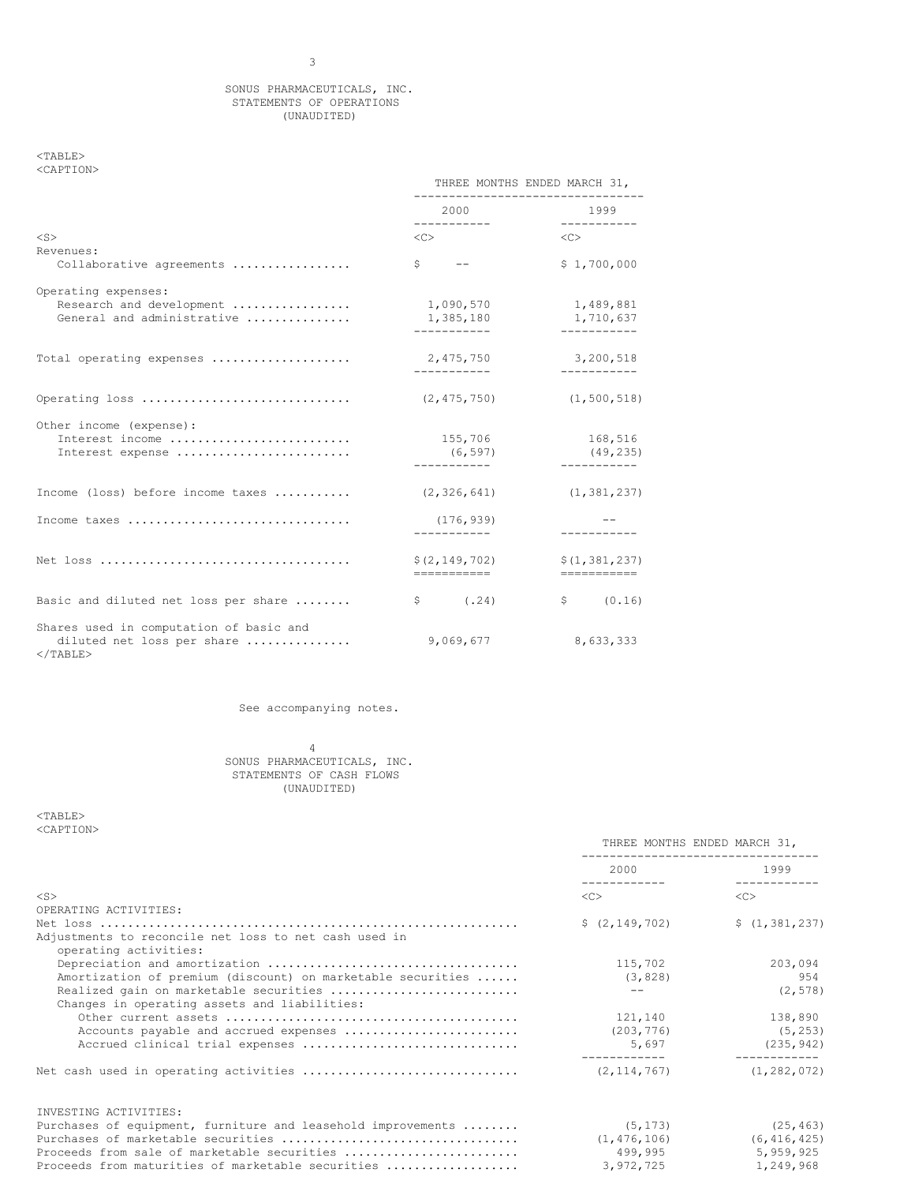SONUS PHARMACEUTICALS, INC.
STATEMENTS OF OPERATIONS
(UNAUDITED)

| | THREE MONTHS ENDED MARCH 31, | |
|---|---|---|
| | 2000 | 1999 |
| Revenues: | | |
| Collaborative agreements | $ -- | $ 1,700,000 |
| Operating expenses: | | |
| Research and development | 1,090,570 | 1,489,881 |
| General and administrative | 1,385,180 | 1,710,637 |
| Total operating expenses | 2,475,750 | 3,200,518 |
| Operating loss | (2,475,750) | (1,500,518) |
| Other income (expense): | | |
| Interest income | 155,706 | 168,516 |
| Interest expense | (6,597) | (49,235) |
| Income (loss) before income taxes | (2,326,641) | (1,381,237) |
| Income taxes | (176,939) | -- |
| Net loss | $(2,149,702) | $(1,381,237) |
| Basic and diluted net loss per share | $ (.24) | $ (0.16) |
| Shares used in computation of basic and diluted net loss per share | 9,069,677 | 8,633,333 |

See accompanying notes.

SONUS PHARMACEUTICALS, INC.
STATEMENTS OF CASH FLOWS
(UNAUDITED)

| | THREE MONTHS ENDED MARCH 31, | |
|---|---|---|
| | 2000 | 1999 |
| OPERATING ACTIVITIES: | | |
| Net loss | $ (2,149,702) | $ (1,381,237) |
| Adjustments to reconcile net loss to net cash used in operating activities: | | |
| Depreciation and amortization | 115,702 | 203,094 |
| Amortization of premium (discount) on marketable securities | (3,828) | 954 |
| Realized gain on marketable securities | -- | (2,578) |
| Changes in operating assets and liabilities: | | |
| Other current assets | 121,140 | 138,890 |
| Accounts payable and accrued expenses | (203,776) | (5,253) |
| Accrued clinical trial expenses | 5,697 | (235,942) |
| Net cash used in operating activities | (2,114,767) | (1,282,072) |
| INVESTING ACTIVITIES: | | |
| Purchases of equipment, furniture and leasehold improvements | (5,173) | (25,463) |
| Purchases of marketable securities | (1,476,106) | (6,416,425) |
| Proceeds from sale of marketable securities | 499,995 | 5,959,925 |
| Proceeds from maturities of marketable securities | 3,972,725 | 1,249,968 |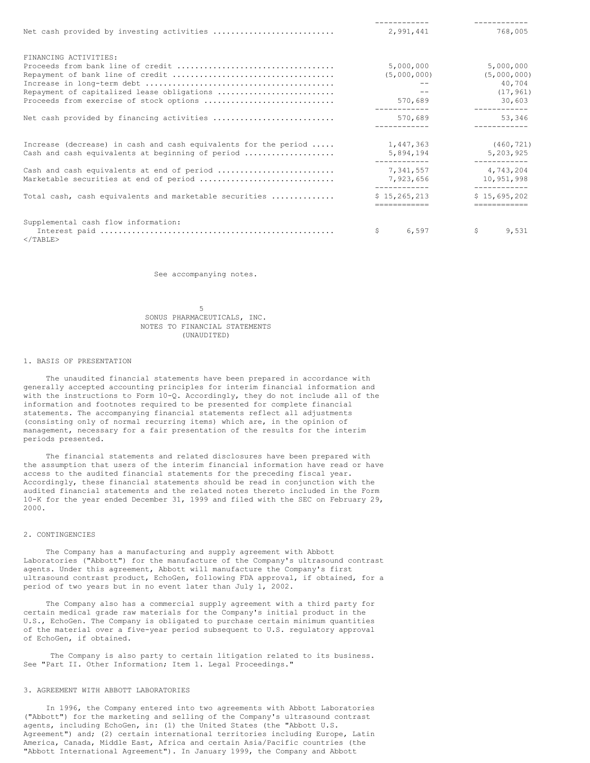| | | |
|---|---|---|
| Net cash provided by investing activities | 2,991,441 | 768,005 |
| | | |
| FINANCING ACTIVITIES: | | |
| Proceeds from bank line of credit | 5,000,000 | 5,000,000 |
| Repayment of bank line of credit | (5,000,000) | (5,000,000) |
| Increase in long-term debt | -- | 40,704 |
| Repayment of capitalized lease obligations | -- | (17,961) |
| Proceeds from exercise of stock options | 570,689 | 30,603 |
| Net cash provided by financing activities | 570,689 | 53,346 |
| | | |
| Increase (decrease) in cash and cash equivalents for the period | 1,447,363 | (460,721) |
| Cash and cash equivalents at beginning of period | 5,894,194 | 5,203,925 |
| Cash and cash equivalents at end of period | 7,341,557 | 4,743,204 |
| Marketable securities at end of period | 7,923,656 | 10,951,998 |
| Total cash, cash equivalents and marketable securities | $ 15,265,213 | $ 15,695,202 |
| | | |
| Supplemental cash flow information: | | |
| Interest paid | $ 6,597 | $ 9,531 |

See accompanying notes.

SONUS PHARMACEUTICALS, INC.
NOTES TO FINANCIAL STATEMENTS
(UNAUDITED)

1. BASIS OF PRESENTATION

The unaudited financial statements have been prepared in accordance with generally accepted accounting principles for interim financial information and with the instructions to Form 10-Q. Accordingly, they do not include all of the information and footnotes required to be presented for complete financial statements. The accompanying financial statements reflect all adjustments (consisting only of normal recurring items) which are, in the opinion of management, necessary for a fair presentation of the results for the interim periods presented.

The financial statements and related disclosures have been prepared with the assumption that users of the interim financial information have read or have access to the audited financial statements for the preceding fiscal year. Accordingly, these financial statements should be read in conjunction with the audited financial statements and the related notes thereto included in the Form 10-K for the year ended December 31, 1999 and filed with the SEC on February 29, 2000.

2. CONTINGENCIES

The Company has a manufacturing and supply agreement with Abbott Laboratories ("Abbott") for the manufacture of the Company's ultrasound contrast agents. Under this agreement, Abbott will manufacture the Company's first ultrasound contrast product, EchoGen, following FDA approval, if obtained, for a period of two years but in no event later than July 1, 2002.

The Company also has a commercial supply agreement with a third party for certain medical grade raw materials for the Company's initial product in the U.S., EchoGen. The Company is obligated to purchase certain minimum quantities of the material over a five-year period subsequent to U.S. regulatory approval of EchoGen, if obtained.

The Company is also party to certain litigation related to its business. See "Part II. Other Information; Item 1. Legal Proceedings."

3. AGREEMENT WITH ABBOTT LABORATORIES

In 1996, the Company entered into two agreements with Abbott Laboratories ("Abbott") for the marketing and selling of the Company's ultrasound contrast agents, including EchoGen, in: (1) the United States (the "Abbott U.S. Agreement") and; (2) certain international territories including Europe, Latin America, Canada, Middle East, Africa and certain Asia/Pacific countries (the "Abbott International Agreement"). In January 1999, the Company and Abbott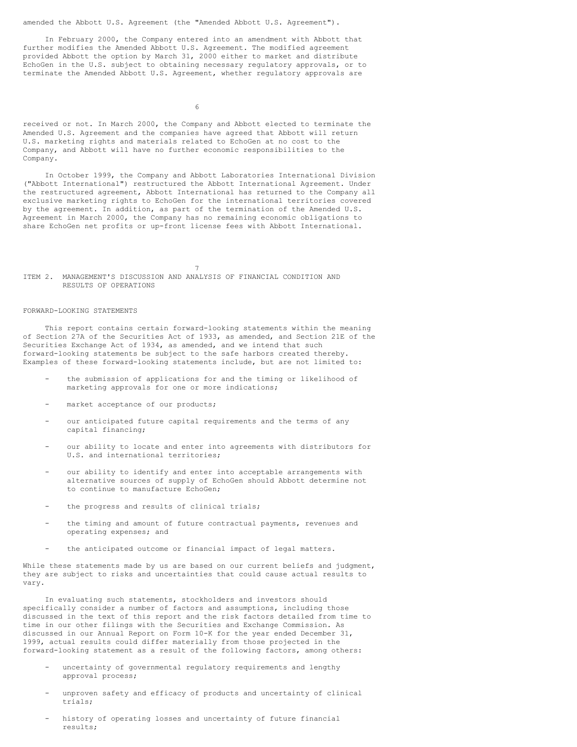amended the Abbott U.S. Agreement (the "Amended Abbott U.S. Agreement").

In February 2000, the Company entered into an amendment with Abbott that further modifies the Amended Abbott U.S. Agreement. The modified agreement provided Abbott the option by March 31, 2000 either to market and distribute EchoGen in the U.S. subject to obtaining necessary regulatory approvals, or to terminate the Amended Abbott U.S. Agreement, whether regulatory approvals are received or not. In March 2000, the Company and Abbott elected to terminate the Amended U.S. Agreement and the companies have agreed that Abbott will return U.S. marketing rights and materials related to EchoGen at no cost to the Company, and Abbott will have no further economic responsibilities to the Company.

In October 1999, the Company and Abbott Laboratories International Division ("Abbott International") restructured the Abbott International Agreement. Under the restructured agreement, Abbott International has returned to the Company all exclusive marketing rights to EchoGen for the international territories covered by the agreement. In addition, as part of the termination of the Amended U.S. Agreement in March 2000, the Company has no remaining economic obligations to share EchoGen net profits or up-front license fees with Abbott International.

## ITEM 2. MANAGEMENT'S DISCUSSION AND ANALYSIS OF FINANCIAL CONDITION AND RESULTS OF OPERATIONS

### FORWARD-LOOKING STATEMENTS

This report contains certain forward-looking statements within the meaning of Section 27A of the Securities Act of 1933, as amended, and Section 21E of the Securities Exchange Act of 1934, as amended, and we intend that such forward-looking statements be subject to the safe harbors created thereby. Examples of these forward-looking statements include, but are not limited to:

- the submission of applications for and the timing or likelihood of marketing approvals for one or more indications;
- market acceptance of our products;
- our anticipated future capital requirements and the terms of any capital financing;
- our ability to locate and enter into agreements with distributors for U.S. and international territories;
- our ability to identify and enter into acceptable arrangements with alternative sources of supply of EchoGen should Abbott determine not to continue to manufacture EchoGen;
- the progress and results of clinical trials;
- the timing and amount of future contractual payments, revenues and operating expenses; and
- the anticipated outcome or financial impact of legal matters.

While these statements made by us are based on our current beliefs and judgment, they are subject to risks and uncertainties that could cause actual results to vary.

In evaluating such statements, stockholders and investors should specifically consider a number of factors and assumptions, including those discussed in the text of this report and the risk factors detailed from time to time in our other filings with the Securities and Exchange Commission. As discussed in our Annual Report on Form 10-K for the year ended December 31, 1999, actual results could differ materially from those projected in the forward-looking statement as a result of the following factors, among others:

- uncertainty of governmental regulatory requirements and lengthy approval process;
- unproven safety and efficacy of products and uncertainty of clinical trials;
- history of operating losses and uncertainty of future financial results;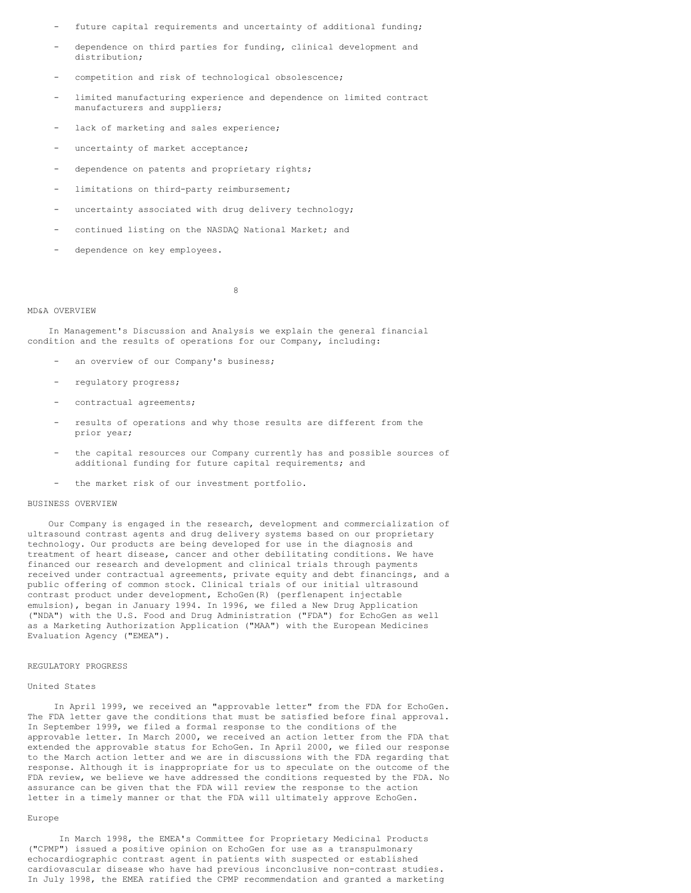- future capital requirements and uncertainty of additional funding;
- dependence on third parties for funding, clinical development and distribution;
- competition and risk of technological obsolescence;
- limited manufacturing experience and dependence on limited contract manufacturers and suppliers;
- lack of marketing and sales experience;
- uncertainty of market acceptance;
- dependence on patents and proprietary rights;
- limitations on third-party reimbursement;
- uncertainty associated with drug delivery technology;
- continued listing on the NASDAQ National Market; and
- dependence on key employees.

## MD&A OVERVIEW

In Management's Discussion and Analysis we explain the general financial condition and the results of operations for our Company, including:

- an overview of our Company's business;
- regulatory progress;
- contractual agreements;
- results of operations and why those results are different from the prior year;
- the capital resources our Company currently has and possible sources of additional funding for future capital requirements; and
- the market risk of our investment portfolio.

## BUSINESS OVERVIEW

Our Company is engaged in the research, development and commercialization of ultrasound contrast agents and drug delivery systems based on our proprietary technology. Our products are being developed for use in the diagnosis and treatment of heart disease, cancer and other debilitating conditions. We have financed our research and development and clinical trials through payments received under contractual agreements, private equity and debt financings, and a public offering of common stock. Clinical trials of our initial ultrasound contrast product under development, EchoGen(R) (perflenapent injectable emulsion), began in January 1994. In 1996, we filed a New Drug Application ("NDA") with the U.S. Food and Drug Administration ("FDA") for EchoGen as well as a Marketing Authorization Application ("MAA") with the European Medicines Evaluation Agency ("EMEA").

## REGULATORY PROGRESS

### United States

In April 1999, we received an "approvable letter" from the FDA for EchoGen. The FDA letter gave the conditions that must be satisfied before final approval. In September 1999, we filed a formal response to the conditions of the approvable letter. In March 2000, we received an action letter from the FDA that extended the approvable status for EchoGen. In April 2000, we filed our response to the March action letter and we are in discussions with the FDA regarding that response. Although it is inappropriate for us to speculate on the outcome of the FDA review, we believe we have addressed the conditions requested by the FDA. No assurance can be given that the FDA will review the response to the action letter in a timely manner or that the FDA will ultimately approve EchoGen.

### Europe

In March 1998, the EMEA's Committee for Proprietary Medicinal Products ("CPMP") issued a positive opinion on EchoGen for use as a transpulmonary echocardiographic contrast agent in patients with suspected or established cardiovascular disease who have had previous inconclusive non-contrast studies. In July 1998, the EMEA ratified the CPMP recommendation and granted a marketing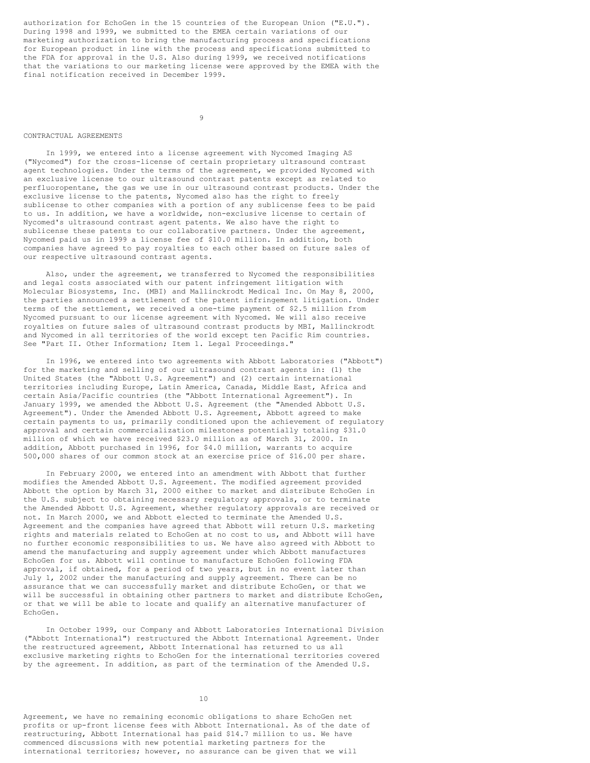authorization for EchoGen in the 15 countries of the European Union ("E.U."). During 1998 and 1999, we submitted to the EMEA certain variations of our marketing authorization to bring the manufacturing process and specifications for European product in line with the process and specifications submitted to the FDA for approval in the U.S. Also during 1999, we received notifications that the variations to our marketing license were approved by the EMEA with the final notification received in December 1999.

## CONTRACTUAL AGREEMENTS

In 1999, we entered into a license agreement with Nycomed Imaging AS ("Nycomed") for the cross-license of certain proprietary ultrasound contrast agent technologies. Under the terms of the agreement, we provided Nycomed with an exclusive license to our ultrasound contrast patents except as related to perfluoropentane, the gas we use in our ultrasound contrast products. Under the exclusive license to the patents, Nycomed also has the right to freely sublicense to other companies with a portion of any sublicense fees to be paid to us. In addition, we have a worldwide, non-exclusive license to certain of Nycomed's ultrasound contrast agent patents. We also have the right to sublicense these patents to our collaborative partners. Under the agreement, Nycomed paid us in 1999 a license fee of $10.0 million. In addition, both companies have agreed to pay royalties to each other based on future sales of our respective ultrasound contrast agents.

Also, under the agreement, we transferred to Nycomed the responsibilities and legal costs associated with our patent infringement litigation with Molecular Biosystems, Inc. (MBI) and Mallinckrodt Medical Inc. On May 8, 2000, the parties announced a settlement of the patent infringement litigation. Under terms of the settlement, we received a one-time payment of $2.5 million from Nycomed pursuant to our license agreement with Nycomed. We will also receive royalties on future sales of ultrasound contrast products by MBI, Mallinckrodt and Nycomed in all territories of the world except ten Pacific Rim countries. See "Part II. Other Information; Item 1. Legal Proceedings."

In 1996, we entered into two agreements with Abbott Laboratories ("Abbott") for the marketing and selling of our ultrasound contrast agents in: (1) the United States (the "Abbott U.S. Agreement") and (2) certain international territories including Europe, Latin America, Canada, Middle East, Africa and certain Asia/Pacific countries (the "Abbott International Agreement"). In January 1999, we amended the Abbott U.S. Agreement (the "Amended Abbott U.S. Agreement"). Under the Amended Abbott U.S. Agreement, Abbott agreed to make certain payments to us, primarily conditioned upon the achievement of regulatory approval and certain commercialization milestones potentially totaling $31.0 million of which we have received $23.0 million as of March 31, 2000. In addition, Abbott purchased in 1996, for $4.0 million, warrants to acquire 500,000 shares of our common stock at an exercise price of $16.00 per share.

In February 2000, we entered into an amendment with Abbott that further modifies the Amended Abbott U.S. Agreement. The modified agreement provided Abbott the option by March 31, 2000 either to market and distribute EchoGen in the U.S. subject to obtaining necessary regulatory approvals, or to terminate the Amended Abbott U.S. Agreement, whether regulatory approvals are received or not. In March 2000, we and Abbott elected to terminate the Amended U.S. Agreement and the companies have agreed that Abbott will return U.S. marketing rights and materials related to EchoGen at no cost to us, and Abbott will have no further economic responsibilities to us. We have also agreed with Abbott to amend the manufacturing and supply agreement under which Abbott manufactures EchoGen for us. Abbott will continue to manufacture EchoGen following FDA approval, if obtained, for a period of two years, but in no event later than July 1, 2002 under the manufacturing and supply agreement. There can be no assurance that we can successfully market and distribute EchoGen, or that we will be successful in obtaining other partners to market and distribute EchoGen, or that we will be able to locate and qualify an alternative manufacturer of EchoGen.

In October 1999, our Company and Abbott Laboratories International Division ("Abbott International") restructured the Abbott International Agreement. Under the restructured agreement, Abbott International has returned to us all exclusive marketing rights to EchoGen for the international territories covered by the agreement. In addition, as part of the termination of the Amended U.S. Agreement, we have no remaining economic obligations to share EchoGen net profits or up-front license fees with Abbott International. As of the date of restructuring, Abbott International has paid $14.7 million to us. We have commenced discussions with new potential marketing partners for the international territories; however, no assurance can be given that we will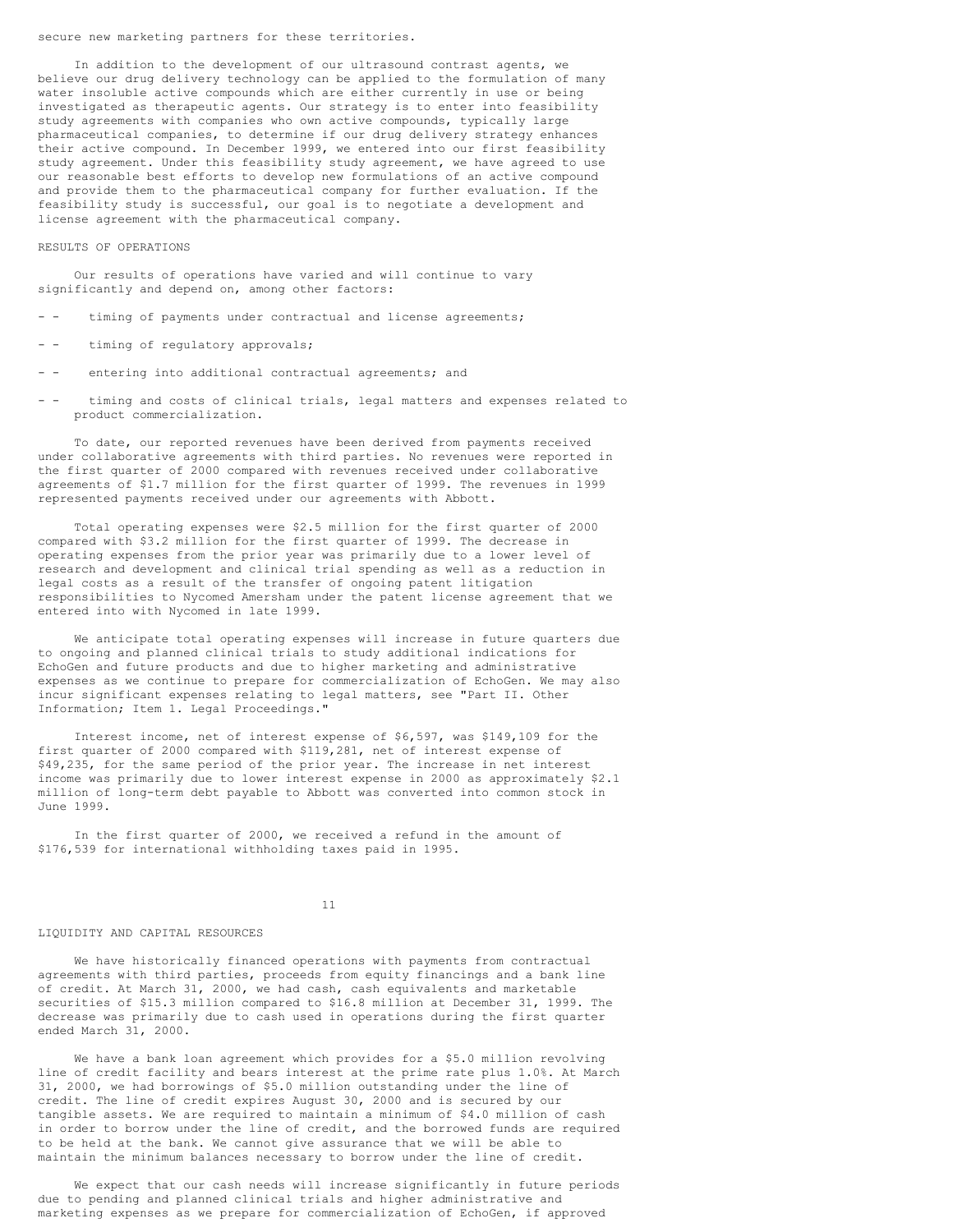secure new marketing partners for these territories.

In addition to the development of our ultrasound contrast agents, we believe our drug delivery technology can be applied to the formulation of many water insoluble active compounds which are either currently in use or being investigated as therapeutic agents. Our strategy is to enter into feasibility study agreements with companies who own active compounds, typically large pharmaceutical companies, to determine if our drug delivery strategy enhances their active compound. In December 1999, we entered into our first feasibility study agreement. Under this feasibility study agreement, we have agreed to use our reasonable best efforts to develop new formulations of an active compound and provide them to the pharmaceutical company for further evaluation. If the feasibility study is successful, our goal is to negotiate a development and license agreement with the pharmaceutical company.

## RESULTS OF OPERATIONS

Our results of operations have varied and will continue to vary significantly and depend on, among other factors:

- timing of payments under contractual and license agreements;
- timing of regulatory approvals;
- entering into additional contractual agreements; and
- timing and costs of clinical trials, legal matters and expenses related to product commercialization.

To date, our reported revenues have been derived from payments received under collaborative agreements with third parties. No revenues were reported in the first quarter of 2000 compared with revenues received under collaborative agreements of $1.7 million for the first quarter of 1999. The revenues in 1999 represented payments received under our agreements with Abbott.

Total operating expenses were $2.5 million for the first quarter of 2000 compared with $3.2 million for the first quarter of 1999. The decrease in operating expenses from the prior year was primarily due to a lower level of research and development and clinical trial spending as well as a reduction in legal costs as a result of the transfer of ongoing patent litigation responsibilities to Nycomed Amersham under the patent license agreement that we entered into with Nycomed in late 1999.

We anticipate total operating expenses will increase in future quarters due to ongoing and planned clinical trials to study additional indications for EchoGen and future products and due to higher marketing and administrative expenses as we continue to prepare for commercialization of EchoGen. We may also incur significant expenses relating to legal matters, see "Part II. Other Information; Item 1. Legal Proceedings."

Interest income, net of interest expense of $6,597, was $149,109 for the first quarter of 2000 compared with $119,281, net of interest expense of $49,235, for the same period of the prior year. The increase in net interest income was primarily due to lower interest expense in 2000 as approximately $2.1 million of long-term debt payable to Abbott was converted into common stock in June 1999.

In the first quarter of 2000, we received a refund in the amount of $176,539 for international withholding taxes paid in 1995.

## LIQUIDITY AND CAPITAL RESOURCES

We have historically financed operations with payments from contractual agreements with third parties, proceeds from equity financings and a bank line of credit. At March 31, 2000, we had cash, cash equivalents and marketable securities of $15.3 million compared to $16.8 million at December 31, 1999. The decrease was primarily due to cash used in operations during the first quarter ended March 31, 2000.

We have a bank loan agreement which provides for a $5.0 million revolving line of credit facility and bears interest at the prime rate plus 1.0%. At March 31, 2000, we had borrowings of $5.0 million outstanding under the line of credit. The line of credit expires August 30, 2000 and is secured by our tangible assets. We are required to maintain a minimum of $4.0 million of cash in order to borrow under the line of credit, and the borrowed funds are required to be held at the bank. We cannot give assurance that we will be able to maintain the minimum balances necessary to borrow under the line of credit.

We expect that our cash needs will increase significantly in future periods due to pending and planned clinical trials and higher administrative and marketing expenses as we prepare for commercialization of EchoGen, if approved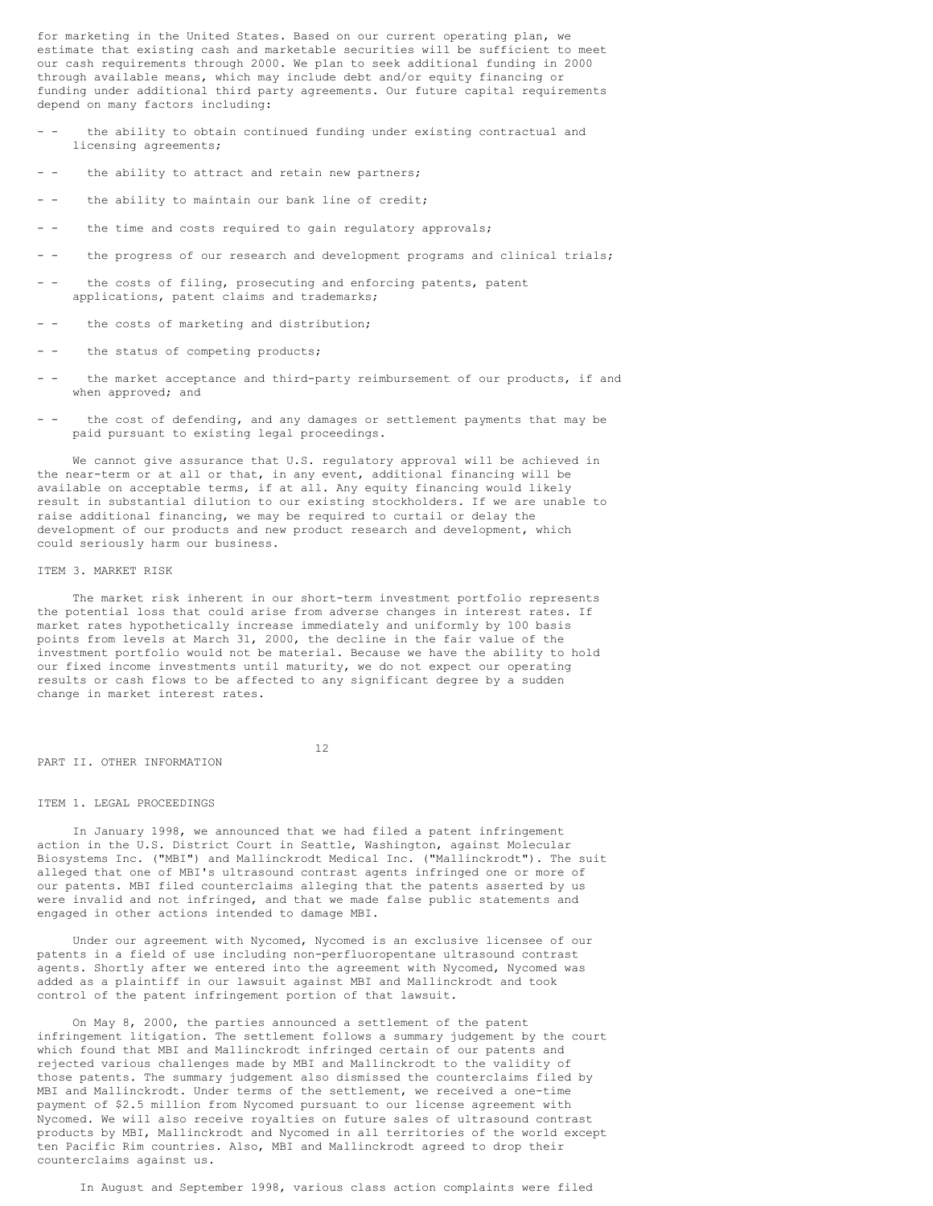for marketing in the United States. Based on our current operating plan, we estimate that existing cash and marketable securities will be sufficient to meet our cash requirements through 2000. We plan to seek additional funding in 2000 through available means, which may include debt and/or equity financing or funding under additional third party agreements. Our future capital requirements depend on many factors including:

- the ability to obtain continued funding under existing contractual and licensing agreements;
- the ability to attract and retain new partners;
- the ability to maintain our bank line of credit;
- the time and costs required to gain regulatory approvals;
- the progress of our research and development programs and clinical trials;
- the costs of filing, prosecuting and enforcing patents, patent applications, patent claims and trademarks;
- the costs of marketing and distribution;
- the status of competing products;
- the market acceptance and third-party reimbursement of our products, if and when approved; and
- the cost of defending, and any damages or settlement payments that may be paid pursuant to existing legal proceedings.

We cannot give assurance that U.S. regulatory approval will be achieved in the near-term or at all or that, in any event, additional financing will be available on acceptable terms, if at all. Any equity financing would likely result in substantial dilution to our existing stockholders. If we are unable to raise additional financing, we may be required to curtail or delay the development of our products and new product research and development, which could seriously harm our business.

## ITEM 3. MARKET RISK

The market risk inherent in our short-term investment portfolio represents the potential loss that could arise from adverse changes in interest rates. If market rates hypothetically increase immediately and uniformly by 100 basis points from levels at March 31, 2000, the decline in the fair value of the investment portfolio would not be material. Because we have the ability to hold our fixed income investments until maturity, we do not expect our operating results or cash flows to be affected to any significant degree by a sudden change in market interest rates.

# PART II. OTHER INFORMATION

## ITEM 1. LEGAL PROCEEDINGS

In January 1998, we announced that we had filed a patent infringement action in the U.S. District Court in Seattle, Washington, against Molecular Biosystems Inc. ("MBI") and Mallinckrodt Medical Inc. ("Mallinckrodt"). The suit alleged that one of MBI's ultrasound contrast agents infringed one or more of our patents. MBI filed counterclaims alleging that the patents asserted by us were invalid and not infringed, and that we made false public statements and engaged in other actions intended to damage MBI.

Under our agreement with Nycomed, Nycomed is an exclusive licensee of our patents in a field of use including non-perfluoropentane ultrasound contrast agents. Shortly after we entered into the agreement with Nycomed, Nycomed was added as a plaintiff in our lawsuit against MBI and Mallinckrodt and took control of the patent infringement portion of that lawsuit.

On May 8, 2000, the parties announced a settlement of the patent infringement litigation. The settlement follows a summary judgement by the court which found that MBI and Mallinckrodt infringed certain of our patents and rejected various challenges made by MBI and Mallinckrodt to the validity of those patents. The summary judgement also dismissed the counterclaims filed by MBI and Mallinckrodt. Under terms of the settlement, we received a one-time payment of $2.5 million from Nycomed pursuant to our license agreement with Nycomed. We will also receive royalties on future sales of ultrasound contrast products by MBI, Mallinckrodt and Nycomed in all territories of the world except ten Pacific Rim countries. Also, MBI and Mallinckrodt agreed to drop their counterclaims against us.

In August and September 1998, various class action complaints were filed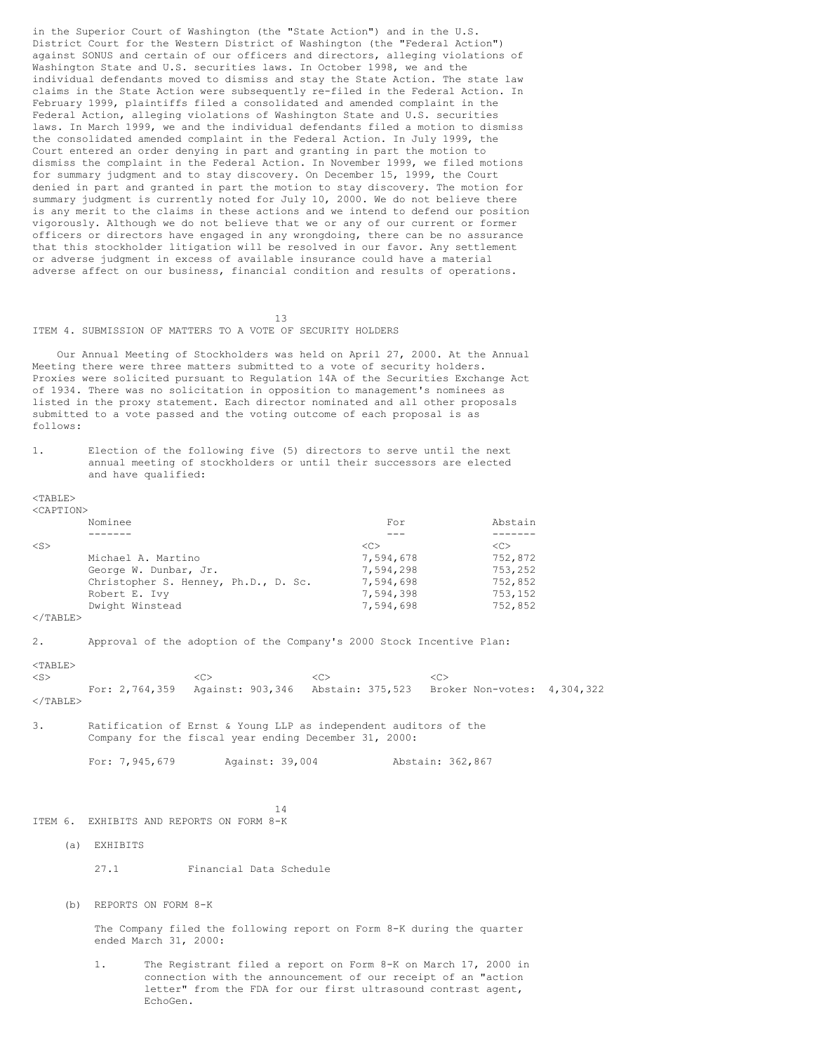in the Superior Court of Washington (the "State Action") and in the U.S. District Court for the Western District of Washington (the "Federal Action") against SONUS and certain of our officers and directors, alleging violations of Washington State and U.S. securities laws. In October 1998, we and the individual defendants moved to dismiss and stay the State Action. The state law claims in the State Action were subsequently re-filed in the Federal Action. In February 1999, plaintiffs filed a consolidated and amended complaint in the Federal Action, alleging violations of Washington State and U.S. securities laws. In March 1999, we and the individual defendants filed a motion to dismiss the consolidated amended complaint in the Federal Action. In July 1999, the Court entered an order denying in part and granting in part the motion to dismiss the complaint in the Federal Action. In November 1999, we filed motions for summary judgment and to stay discovery. On December 15, 1999, the Court denied in part and granted in part the motion to stay discovery. The motion for summary judgment is currently noted for July 10, 2000. We do not believe there is any merit to the claims in these actions and we intend to defend our position vigorously. Although we do not believe that we or any of our current or former officers or directors have engaged in any wrongdoing, there can be no assurance that this stockholder litigation will be resolved in our favor. Any settlement or adverse judgment in excess of available insurance could have a material adverse affect on our business, financial condition and results of operations.

## ITEM 4. SUBMISSION OF MATTERS TO A VOTE OF SECURITY HOLDERS

Our Annual Meeting of Stockholders was held on April 27, 2000. At the Annual Meeting there were three matters submitted to a vote of security holders. Proxies were solicited pursuant to Regulation 14A of the Securities Exchange Act of 1934. There was no solicitation in opposition to management's nominees as listed in the proxy statement. Each director nominated and all other proposals submitted to a vote passed and the voting outcome of each proposal is as follows:

1. Election of the following five (5) directors to serve until the next annual meeting of stockholders or until their successors are elected and have qualified:

| Nominee | For | Abstain |
|---|---|---|
| Michael A. Martino | 7,594,678 | 752,872 |
| George W. Dunbar, Jr. | 7,594,298 | 753,252 |
| Christopher S. Henney, Ph.D., D. Sc. | 7,594,698 | 752,852 |
| Robert E. Ivy | 7,594,398 | 753,152 |
| Dwight Winstead | 7,594,698 | 752,852 |

2. Approval of the adoption of the Company's 2000 Stock Incentive Plan:

| For: 2,764,359 | Against: 903,346 | Abstain: 375,523 | Broker Non-votes: 4,304,322 |
|---|---|---|---|

3. Ratification of Ernst & Young LLP as independent auditors of the Company for the fiscal year ending December 31, 2000:

   For: 7,945,679 Against: 39,004 Abstain: 362,867

## ITEM 6. EXHIBITS AND REPORTS ON FORM 8-K

(a) EXHIBITS

27.1 Financial Data Schedule

(b) REPORTS ON FORM 8-K

The Company filed the following report on Form 8-K during the quarter ended March 31, 2000:

1. The Registrant filed a report on Form 8-K on March 17, 2000 in connection with the announcement of our receipt of an "action letter" from the FDA for our first ultrasound contrast agent, EchoGen.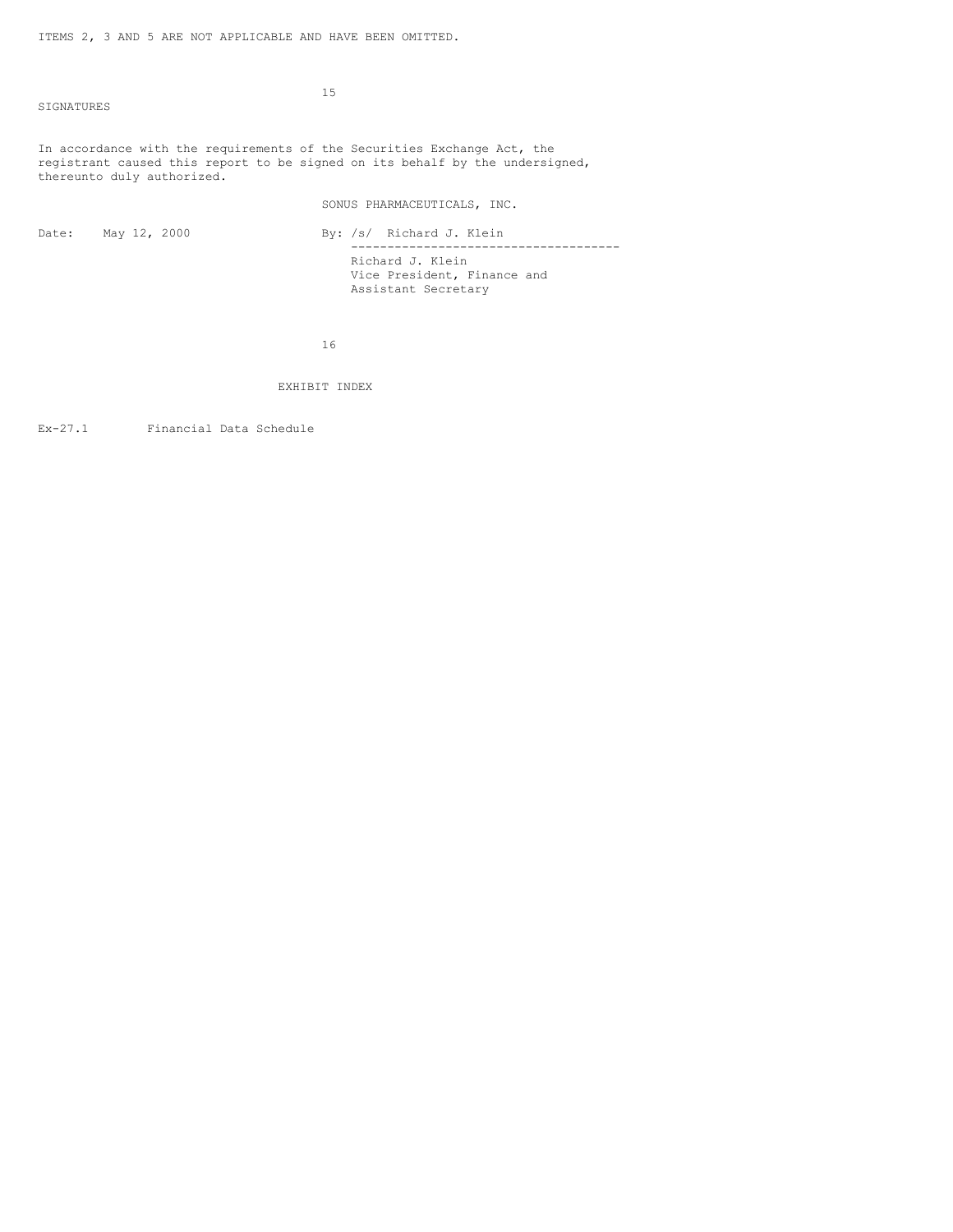ITEMS 2, 3 AND 5 ARE NOT APPLICABLE AND HAVE BEEN OMITTED.

## SIGNATURES

In accordance with the requirements of the Securities Exchange Act, the registrant caused this report to be signed on its behalf by the undersigned, thereunto duly authorized.

SONUS PHARMACEUTICALS, INC.

Date: May 12, 2000

By: /s/ Richard J. Klein

Richard J. Klein
Vice President, Finance and
Assistant Secretary

## EXHIBIT INDEX

| | |
|---|---|
| Ex-27.1 | Financial Data Schedule |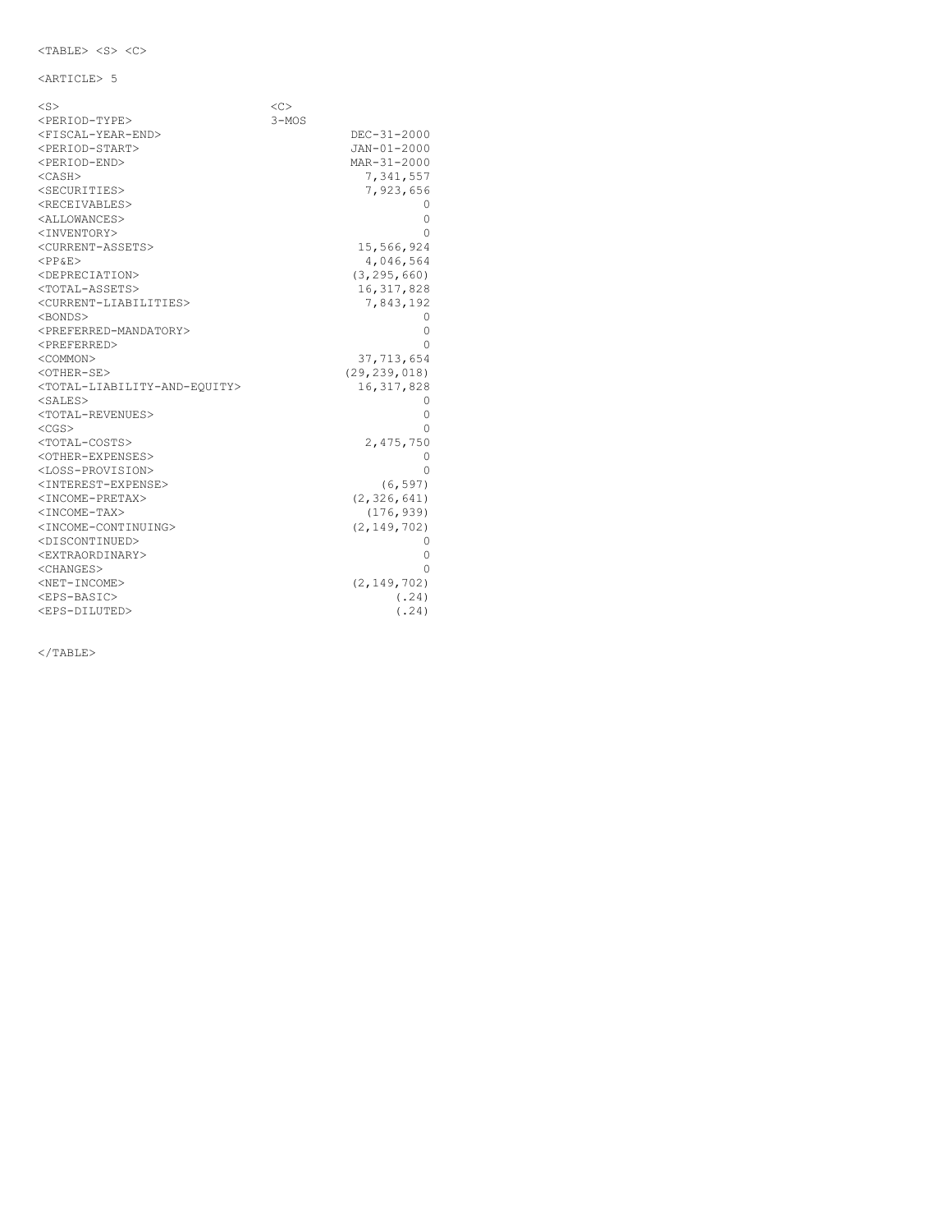```
<TABLE> <S> <C>

<ARTICLE> 5

<S>                             <C>
<PERIOD-TYPE>                   3-MOS
<FISCAL-YEAR-END>                          DEC-31-2000
<PERIOD-START>                             JAN-01-2000
<PERIOD-END>                               MAR-31-2000
<CASH>                                       7,341,557
<SECURITIES>                                 7,923,656
<RECEIVABLES>                                        0
<ALLOWANCES>                                         0
<INVENTORY>                                          0
<CURRENT-ASSETS>                            15,566,924
<PP&E>                                       4,046,564
<DEPRECIATION>                             (3,295,660)
<TOTAL-ASSETS>                              16,317,828
<CURRENT-LIABILITIES>                        7,843,192
<BONDS>                                              0
<PREFERRED-MANDATORY>                                0
<PREFERRED>                                          0
<COMMON>                                    37,713,654
<OTHER-SE>                                 (29,239,018)
<TOTAL-LIABILITY-AND-EQUITY>                16,317,828
<SALES>                                              0
<TOTAL-REVENUES>                                     0
<CGS>                                                0
<TOTAL-COSTS>                                2,475,750
<OTHER-EXPENSES>                                     0
<LOSS-PROVISION>                                     0
<INTEREST-EXPENSE>                             (6,597)
<INCOME-PRETAX>                            (2,326,641)
<INCOME-TAX>                                 (176,939)
<INCOME-CONTINUING>                        (2,149,702)
<DISCONTINUED>                                       0
<EXTRAORDINARY>                                      0
<CHANGES>                                            0
<NET-INCOME>                               (2,149,702)
<EPS-BASIC>                                      (.24)
<EPS-DILUTED>                                    (.24)

</TABLE>
```